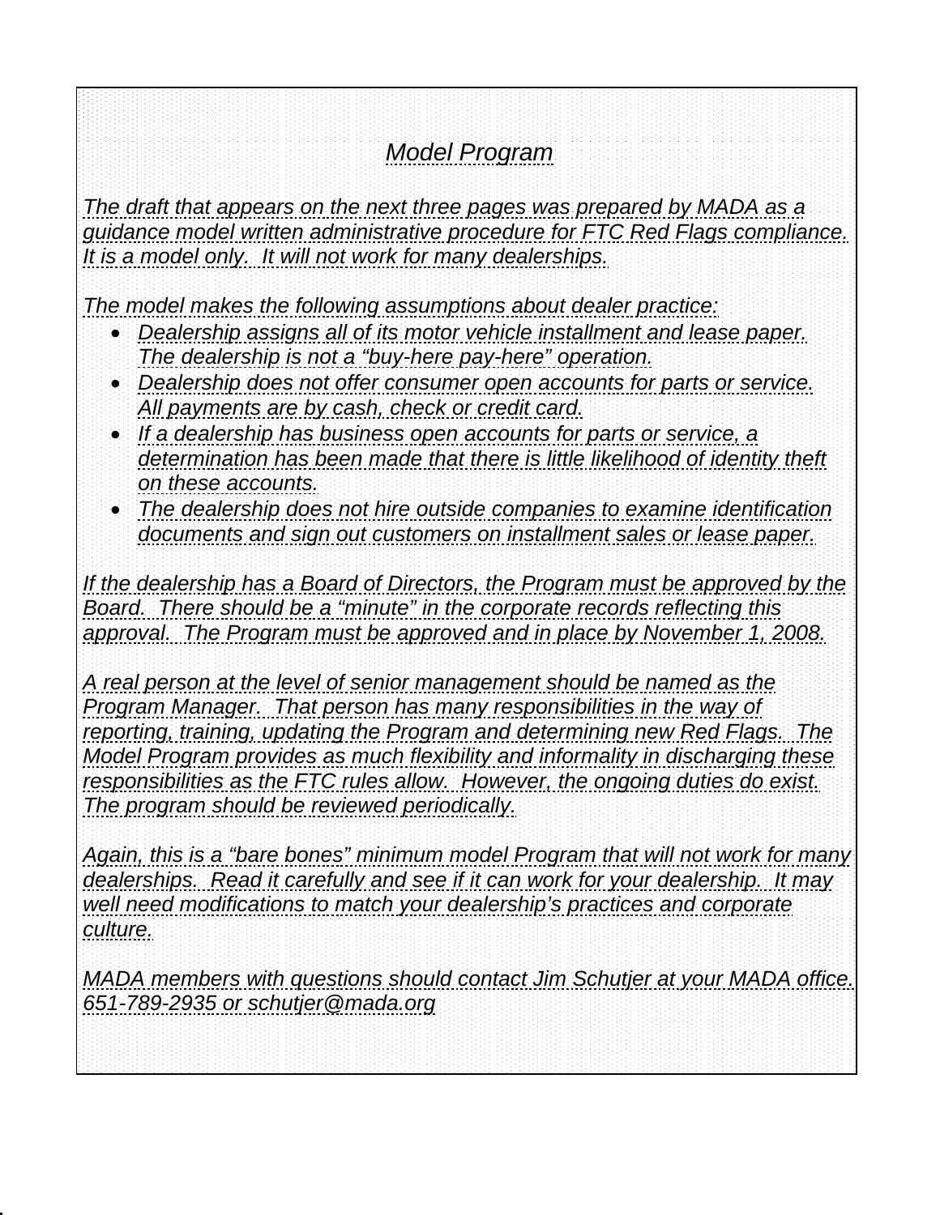# *Model Program*

*The draft that appears on the next three pages was prepared by MADA as a guidance model written administrative procedure for FTC Red Flags compliance. It is a model only. It will not work for many dealerships.*

*The model makes the following assumptions about dealer practice:*

- *Dealership assigns all of its motor vehicle installment and lease paper. The dealership is not a "buy-here pay-here" operation.*
- *Dealership does not offer consumer open accounts for parts or service. All payments are by cash, check or credit card.*
- *If a dealership has business open accounts for parts or service, a determination has been made that there is little likelihood of identity theft on these accounts.*
- *The dealership does not hire outside companies to examine identification documents and sign out customers on installment sales or lease paper.*

*If the dealership has a Board of Directors, the Program must be approved by the Board. There should be a "minute" in the corporate records reflecting this approval. The Program must be approved and in place by November 1, 2008.*

*A real person at the level of senior management should be named as the Program Manager. That person has many responsibilities in the way of reporting, training, updating the Program and determining new Red Flags. The Model Program provides as much flexibility and informality in discharging these responsibilities as the FTC rules allow. However, the ongoing duties do exist. The program should be reviewed periodically.*

*Again, this is a "bare bones" minimum model Program that will not work for many dealerships. Read it carefully and see if it can work for your dealership. It may well need modifications to match your dealership's practices and corporate culture.*

*MADA members with questions should contact Jim Schutjer at your MADA office. 651-789-2935 or schutjer@mada.org*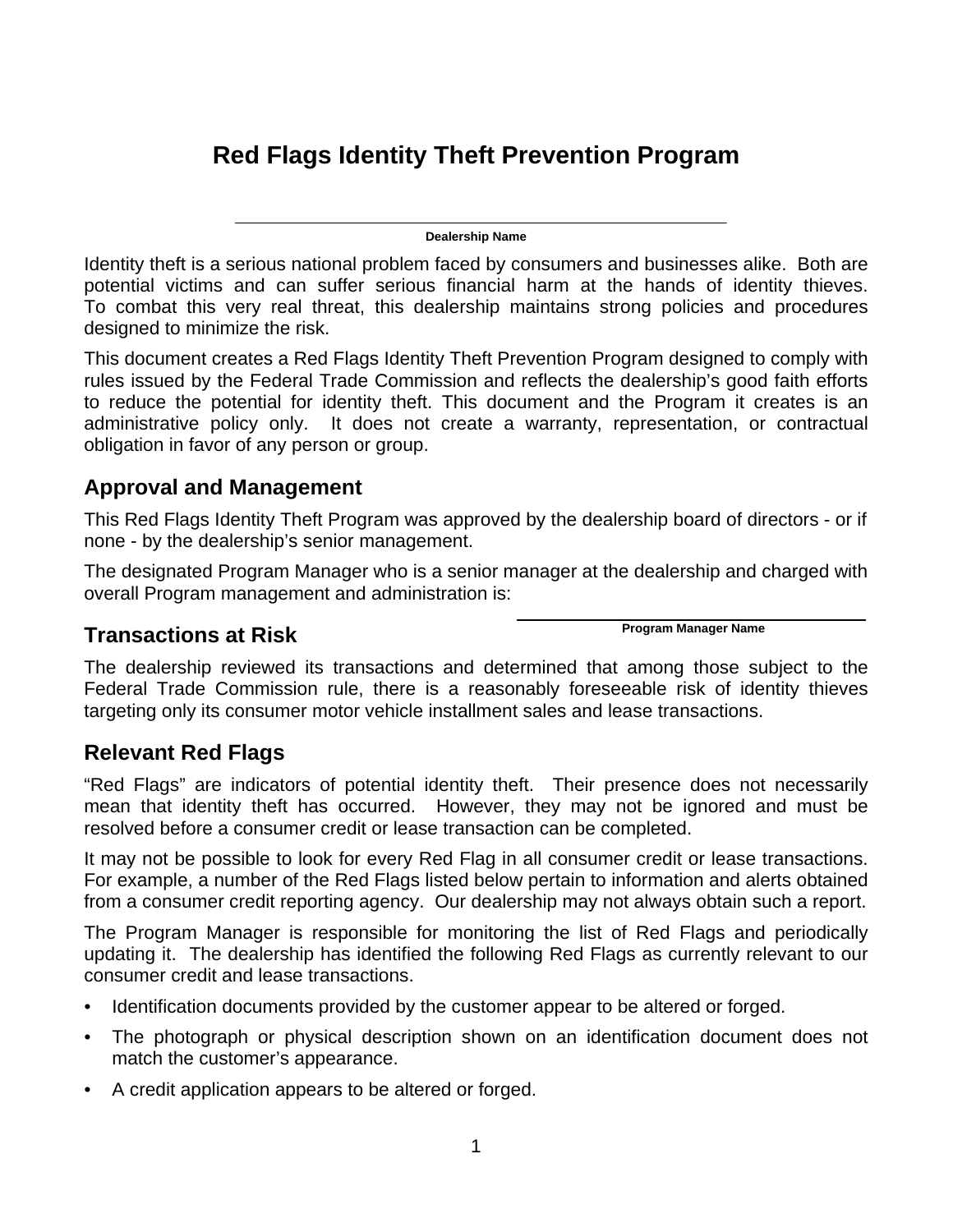# Red Flags Identity Theft Prevention Program

\_\_\_\_\_\_\_\_\_\_\_\_\_\_\_\_\_\_\_\_\_\_\_\_\_\_\_\_\_\_\_\_\_\_\_\_\_\_\_\_\_\_\_\_\_\_\_\_

**Dealership Name**

Identity theft is a serious national problem faced by consumers and businesses alike. Both are potential victims and can suffer serious financial harm at the hands of identity thieves. To combat this very real threat, this dealership maintains strong policies and procedures designed to minimize the risk.

This document creates a Red Flags Identity Theft Prevention Program designed to comply with rules issued by the Federal Trade Commission and reflects the dealership's good faith efforts to reduce the potential for identity theft. This document and the Program it creates is an administrative policy only. It does not create a warranty, representation, or contractual obligation in favor of any person or group.

## Approval and Management

This Red Flags Identity Theft Program was approved by the dealership board of directors - or if none - by the dealership's senior management.

The designated Program Manager who is a senior manager at the dealership and charged with overall Program management and administration is:

\_\_\_\_\_\_\_\_\_\_\_\_\_\_\_\_\_\_\_\_\_\_\_\_\_\_\_\_\_\_\_\_\_\_\_\_

**Program Manager Name**

## Transactions at Risk

The dealership reviewed its transactions and determined that among those subject to the Federal Trade Commission rule, there is a reasonably foreseeable risk of identity thieves targeting only its consumer motor vehicle installment sales and lease transactions.

## Relevant Red Flags

"Red Flags" are indicators of potential identity theft. Their presence does not necessarily mean that identity theft has occurred. However, they may not be ignored and must be resolved before a consumer credit or lease transaction can be completed.

It may not be possible to look for every Red Flag in all consumer credit or lease transactions. For example, a number of the Red Flags listed below pertain to information and alerts obtained from a consumer credit reporting agency. Our dealership may not always obtain such a report.

The Program Manager is responsible for monitoring the list of Red Flags and periodically updating it. The dealership has identified the following Red Flags as currently relevant to our consumer credit and lease transactions.

- Identification documents provided by the customer appear to be altered or forged.
- The photograph or physical description shown on an identification document does not match the customer's appearance.
- A credit application appears to be altered or forged.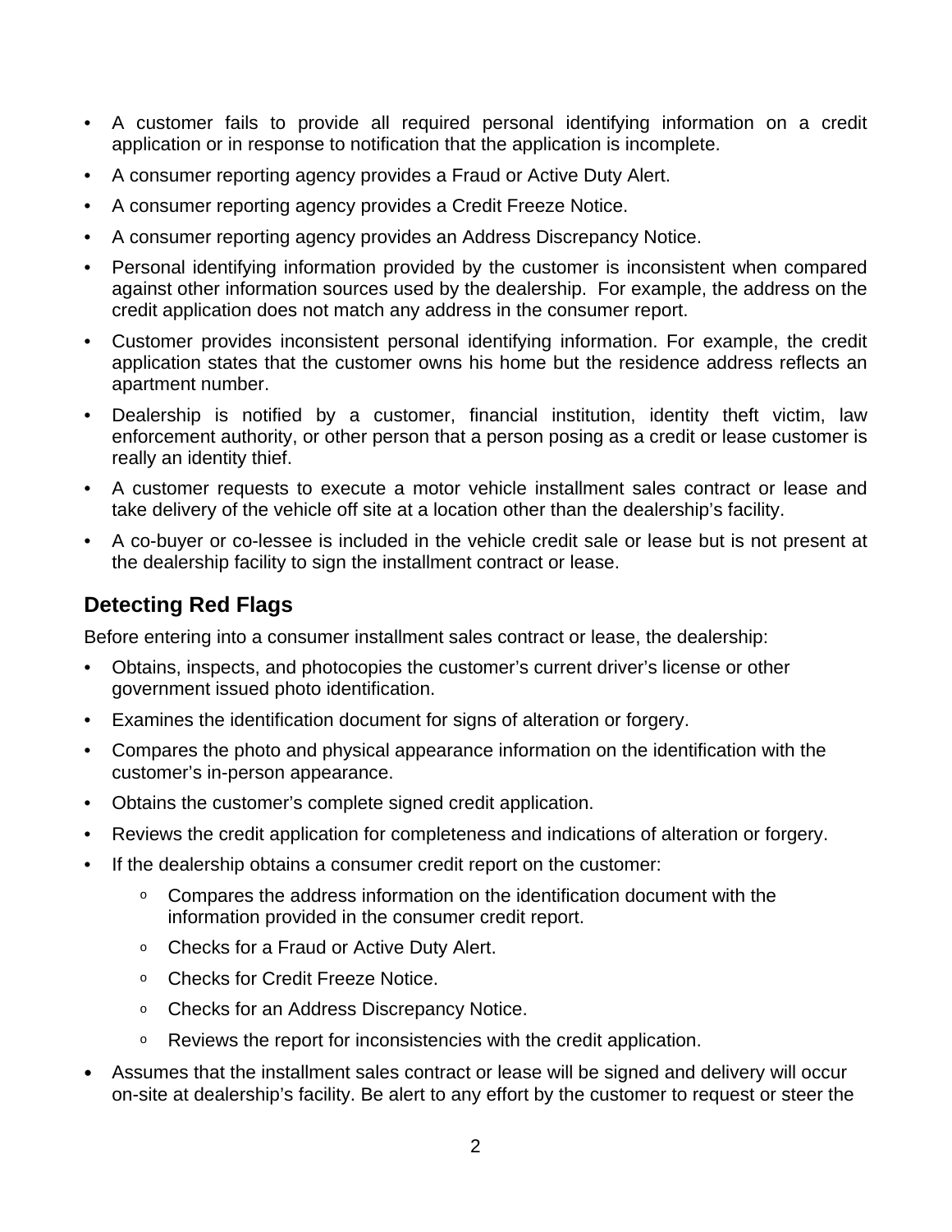- A customer fails to provide all required personal identifying information on a credit application or in response to notification that the application is incomplete.
- A consumer reporting agency provides a Fraud or Active Duty Alert.
- A consumer reporting agency provides a Credit Freeze Notice.
- A consumer reporting agency provides an Address Discrepancy Notice.
- Personal identifying information provided by the customer is inconsistent when compared against other information sources used by the dealership. For example, the address on the credit application does not match any address in the consumer report.
- Customer provides inconsistent personal identifying information. For example, the credit application states that the customer owns his home but the residence address reflects an apartment number.
- Dealership is notified by a customer, financial institution, identity theft victim, law enforcement authority, or other person that a person posing as a credit or lease customer is really an identity thief.
- A customer requests to execute a motor vehicle installment sales contract or lease and take delivery of the vehicle off site at a location other than the dealership's facility.
- A co-buyer or co-lessee is included in the vehicle credit sale or lease but is not present at the dealership facility to sign the installment contract or lease.

## Detecting Red Flags

Before entering into a consumer installment sales contract or lease, the dealership:

- Obtains, inspects, and photocopies the customer's current driver's license or other government issued photo identification.
- Examines the identification document for signs of alteration or forgery.
- Compares the photo and physical appearance information on the identification with the customer's in-person appearance.
- Obtains the customer's complete signed credit application.
- Reviews the credit application for completeness and indications of alteration or forgery.
- If the dealership obtains a consumer credit report on the customer:
    - Compares the address information on the identification document with the information provided in the consumer credit report.
    - Checks for a Fraud or Active Duty Alert.
    - Checks for Credit Freeze Notice.
    - Checks for an Address Discrepancy Notice.
    - Reviews the report for inconsistencies with the credit application.
- Assumes that the installment sales contract or lease will be signed and delivery will occur on-site at dealership's facility. Be alert to any effort by the customer to request or steer the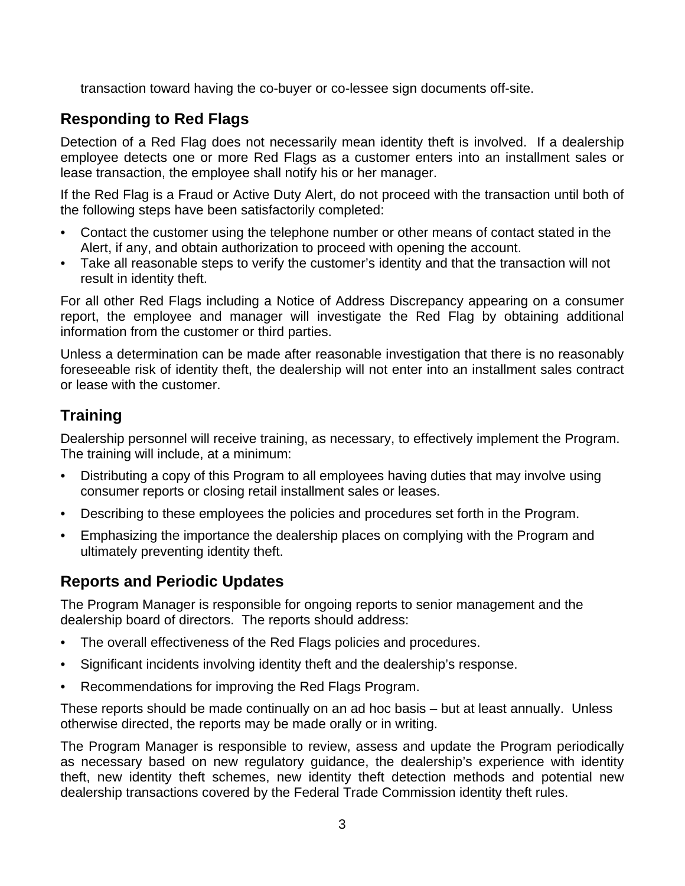transaction toward having the co-buyer or co-lessee sign documents off-site.

## Responding to Red Flags

Detection of a Red Flag does not necessarily mean identity theft is involved. If a dealership employee detects one or more Red Flags as a customer enters into an installment sales or lease transaction, the employee shall notify his or her manager.

If the Red Flag is a Fraud or Active Duty Alert, do not proceed with the transaction until both of the following steps have been satisfactorily completed:

- Contact the customer using the telephone number or other means of contact stated in the Alert, if any, and obtain authorization to proceed with opening the account.
- Take all reasonable steps to verify the customer's identity and that the transaction will not result in identity theft.

For all other Red Flags including a Notice of Address Discrepancy appearing on a consumer report, the employee and manager will investigate the Red Flag by obtaining additional information from the customer or third parties.

Unless a determination can be made after reasonable investigation that there is no reasonably foreseeable risk of identity theft, the dealership will not enter into an installment sales contract or lease with the customer.

## Training

Dealership personnel will receive training, as necessary, to effectively implement the Program. The training will include, at a minimum:

- Distributing a copy of this Program to all employees having duties that may involve using consumer reports or closing retail installment sales or leases.
- Describing to these employees the policies and procedures set forth in the Program.
- Emphasizing the importance the dealership places on complying with the Program and ultimately preventing identity theft.

## Reports and Periodic Updates

The Program Manager is responsible for ongoing reports to senior management and the dealership board of directors. The reports should address:

- The overall effectiveness of the Red Flags policies and procedures.
- Significant incidents involving identity theft and the dealership's response.
- Recommendations for improving the Red Flags Program.

These reports should be made continually on an ad hoc basis – but at least annually. Unless otherwise directed, the reports may be made orally or in writing.

The Program Manager is responsible to review, assess and update the Program periodically as necessary based on new regulatory guidance, the dealership's experience with identity theft, new identity theft schemes, new identity theft detection methods and potential new dealership transactions covered by the Federal Trade Commission identity theft rules.